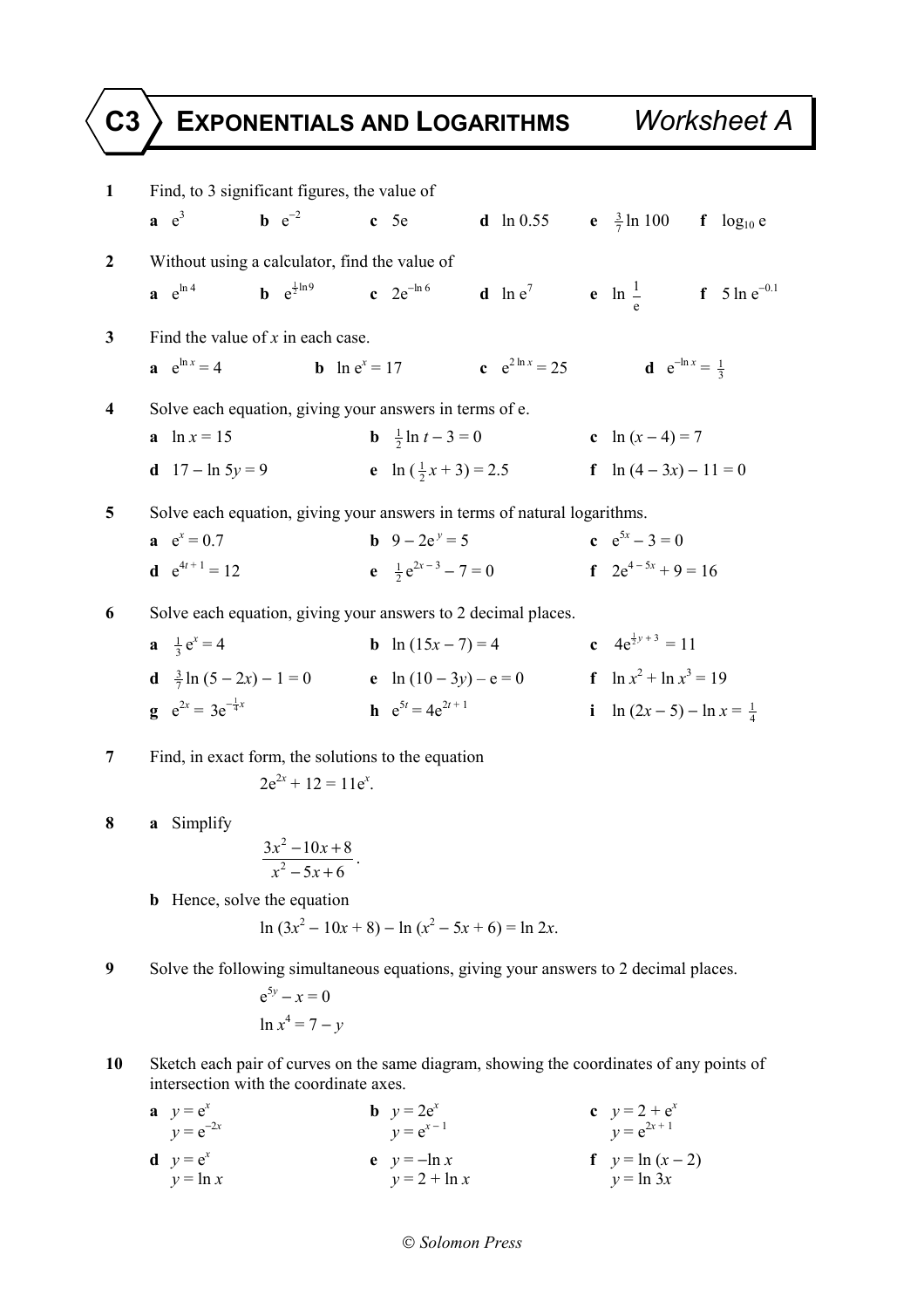# C3 EXPONENTIALS AND LOGARITHMS — Worksheet A

**1** Find, to 3 significant figures, the value of

**a** $e^3$ **b** $e^{-2}$ **c** $5e$ **d** $\ln 0.55$ **e** $\frac{3}{7}\ln 100$ **f** $\log_{10} e$

**2** Without using a calculator, find the value of

**a** $e^{\ln 4}$ **b** $e^{\frac{1}{2}\ln 9}$ **c** $2e^{-\ln 6}$ **d** $\ln e^7$ **e** $\ln \frac{1}{e}$ **f** $5 \ln e^{-0.1}$

**3** Find the value of $x$ in each case.

**a** $e^{\ln x} = 4$ **b** $\ln e^x = 17$ **c** $e^{2 \ln x} = 25$ **d** $e^{-\ln x} = \frac{1}{3}$

**4** Solve each equation, giving your answers in terms of e.

**a** $\ln x = 15$ **b** $\frac{1}{2}\ln t - 3 = 0$ **c** $\ln (x - 4) = 7$

**d** $17 - \ln 5y = 9$ **e** $\ln (\frac{1}{2}x + 3) = 2.5$ **f** $\ln (4 - 3x) - 11 = 0$

**5** Solve each equation, giving your answers in terms of natural logarithms.

**a** $e^x = 0.7$ **b** $9 - 2e^y = 5$ **c** $e^{5x} - 3 = 0$

**d** $e^{4t + 1} = 12$ **e** $\frac{1}{2}e^{2x - 3} - 7 = 0$ **f** $2e^{4 - 5x} + 9 = 16$

**6** Solve each equation, giving your answers to 2 decimal places.

**a** $\frac{1}{3}e^x = 4$ **b** $\ln (15x - 7) = 4$ **c** $4e^{\frac{1}{2}y + 3} = 11$

**d** $\frac{3}{7}\ln (5 - 2x) - 1 = 0$ **e** $\ln (10 - 3y) - e = 0$ **f** $\ln x^2 + \ln x^3 = 19$

**g** $e^{2x} = 3e^{-\frac{1}{4}x}$ **h** $e^{5t} = 4e^{2t + 1}$ **i** $\ln (2x - 5) - \ln x = \frac{1}{4}$

**7** Find, in exact form, the solutions to the equation

$$2e^{2x} + 12 = 11e^x.$$

**8** **a** Simplify

$$\frac{3x^2 - 10x + 8}{x^2 - 5x + 6}.$$

**b** Hence, solve the equation

$$\ln (3x^2 - 10x + 8) - \ln (x^2 - 5x + 6) = \ln 2x.$$

**9** Solve the following simultaneous equations, giving your answers to 2 decimal places.

$$e^{5y} - x = 0$$
$$\ln x^4 = 7 - y$$

**10** Sketch each pair of curves on the same diagram, showing the coordinates of any points of intersection with the coordinate axes.

**a** $y = e^x$, $y = e^{-2x}$ **b** $y = 2e^x$, $y = e^{x - 1}$ **c** $y = 2 + e^x$, $y = e^{2x + 1}$

**d** $y = e^x$, $y = \ln x$ **e** $y = -\ln x$, $y = 2 + \ln x$ **f** $y = \ln (x - 2)$, $y = \ln 3x$

© Solomon Press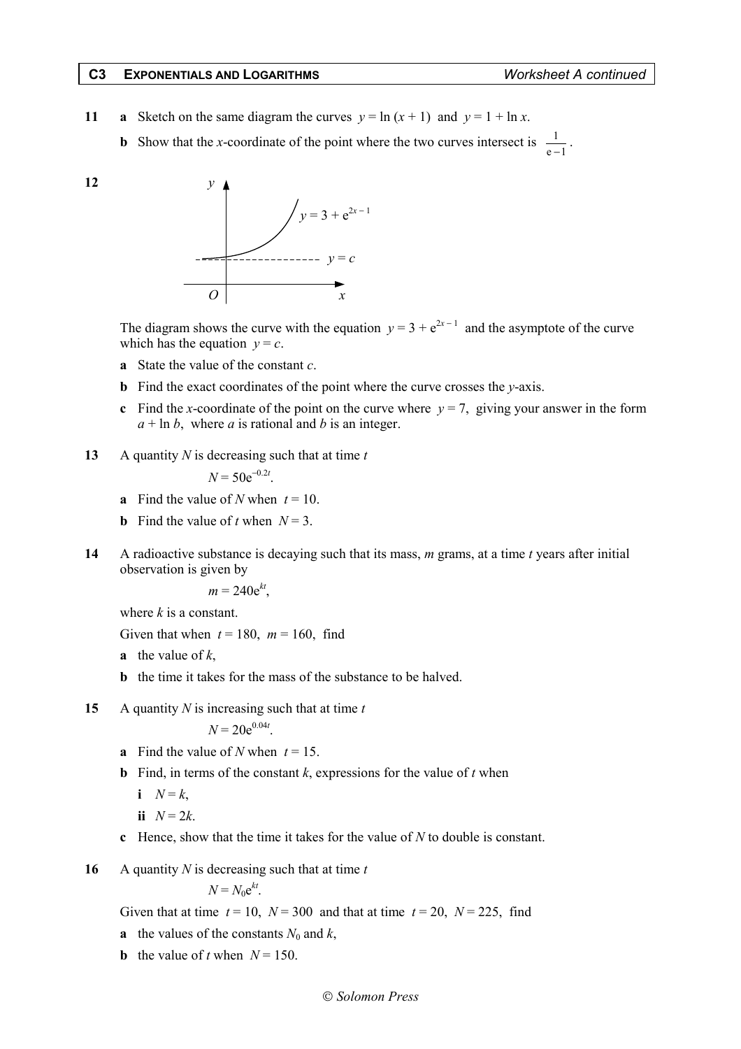**11** **a** Sketch on the same diagram the curves $y = \ln(x + 1)$ and $y = 1 + \ln x$.

**b** Show that the $x$-coordinate of the point where the two curves intersect is $\frac{1}{e - 1}$.

**12**

y

$y = 3 + e^{2x-1}$

$y = c$

O

x

The diagram shows the curve with the equation $y = 3 + e^{2x-1}$ and the asymptote of the curve which has the equation $y = c$.

**a** State the value of the constant $c$.

**b** Find the exact coordinates of the point where the curve crosses the $y$-axis.

**c** Find the $x$-coordinate of the point on the curve where $y = 7$, giving your answer in the form $a + \ln b$, where $a$ is rational and $b$ is an integer.

**13** A quantity $N$ is decreasing such that at time $t$

$$N = 50e^{-0.2t}.$$

**a** Find the value of $N$ when $t = 10$.

**b** Find the value of $t$ when $N = 3$.

**14** A radioactive substance is decaying such that its mass, $m$ grams, at a time $t$ years after initial observation is given by

$$m = 240e^{kt},$$

where $k$ is a constant.

Given that when $t = 180$, $m = 160$, find

**a** the value of $k$,

**b** the time it takes for the mass of the substance to be halved.

**15** A quantity $N$ is increasing such that at time $t$

$$N = 20e^{0.04t}.$$

**a** Find the value of $N$ when $t = 15$.

**b** Find, in terms of the constant $k$, expressions for the value of $t$ when

**i** $N = k$,

**ii** $N = 2k$.

**c** Hence, show that the time it takes for the value of $N$ to double is constant.

**16** A quantity $N$ is decreasing such that at time $t$

$$N = N_0 e^{kt}.$$

Given that at time $t = 10$, $N = 300$ and that at time $t = 20$, $N = 225$, find

**a** the values of the constants $N_0$ and $k$,

**b** the value of $t$ when $N = 150$.